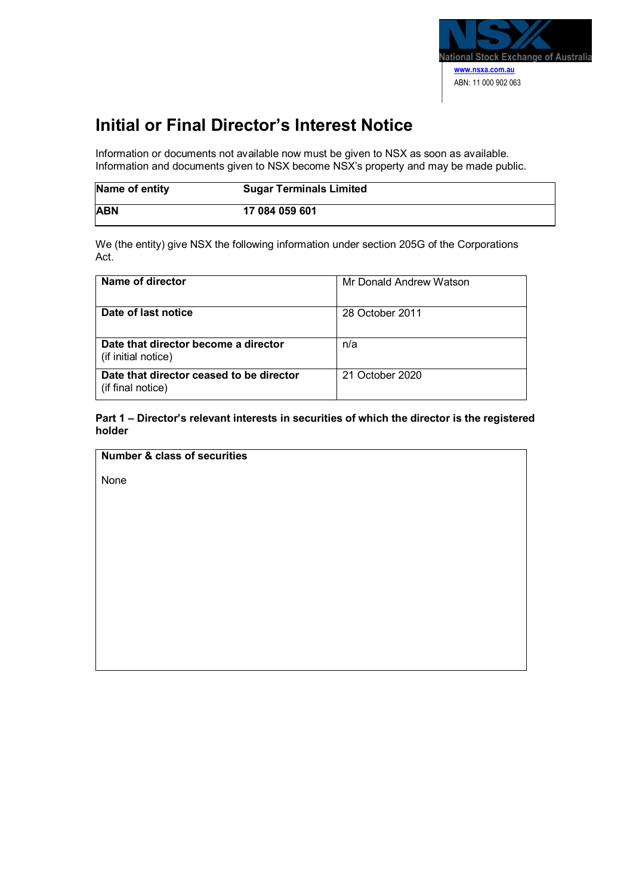National Stock Exchange of Australia
www.nsxa.com.au
ABN: 11 000 902 063

# Initial or Final Director's Interest Notice

Information or documents not available now must be given to NSX as soon as available. Information and documents given to NSX become NSX's property and may be made public.

| **Name of entity** | **Sugar Terminals Limited** |
|---|---|
| **ABN** | **17 084 059 601** |

We (the entity) give NSX the following information under section 205G of the Corporations Act.

| **Name of director** | Mr Donald Andrew Watson |
|---|---|
| **Date of last notice** | 28 October 2011 |
| **Date that director become a director** (if initial notice) | n/a |
| **Date that director ceased to be director** (if final notice) | 21 October 2020 |

**Part 1 – Director's relevant interests in securities of which the director is the registered holder**

| **Number & class of securities** |
|---|
| None |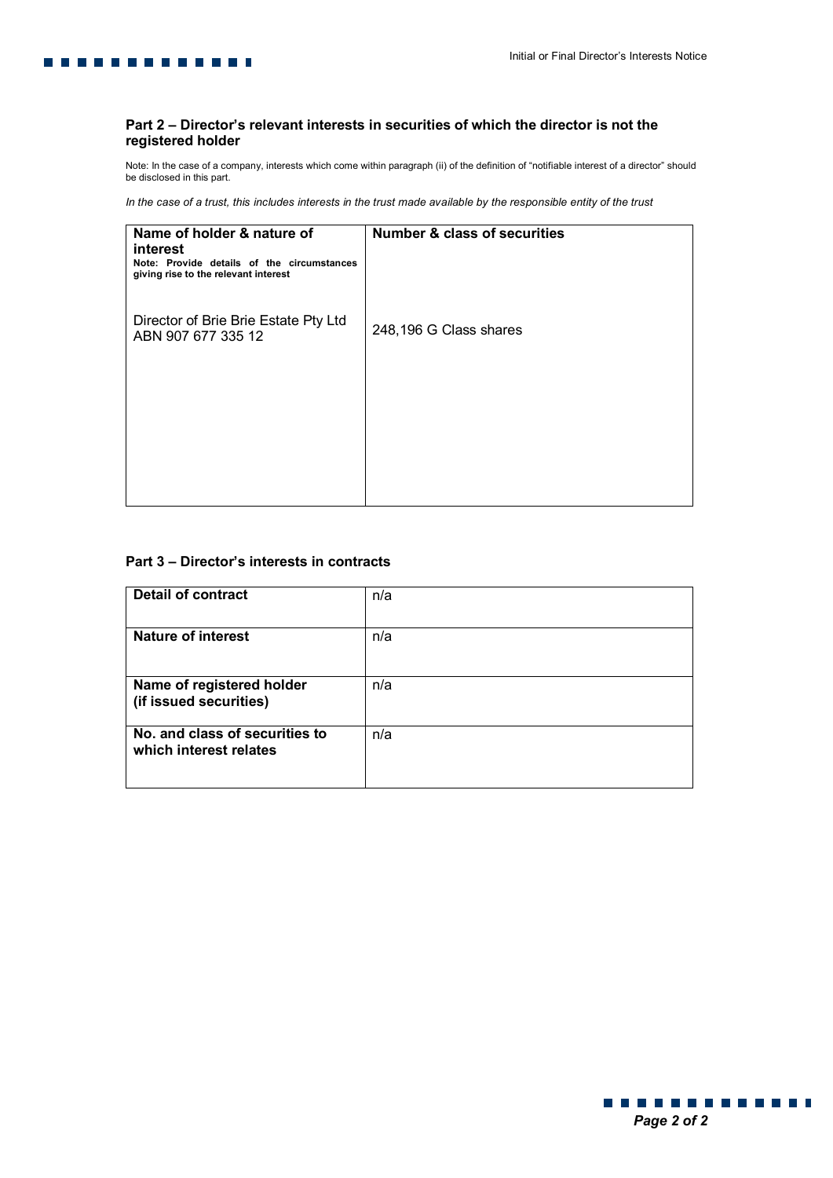## Part 2 – Director's relevant interests in securities of which the director is not the registered holder

Note: In the case of a company, interests which come within paragraph (ii) of the definition of "notifiable interest of a director" should be disclosed in this part.

*In the case of a trust, this includes interests in the trust made available by the responsible entity of the trust*

| **Name of holder & nature of interest**<br>**Note: Provide details of the circumstances giving rise to the relevant interest** | **Number & class of securities** |
|---|---|
| Director of Brie Brie Estate Pty Ltd ABN 907 677 335 12 | 248,196 G Class shares |

## Part 3 – Director's interests in contracts

| | |
|---|---|
| **Detail of contract** | n/a |
| **Nature of interest** | n/a |
| **Name of registered holder (if issued securities)** | n/a |
| **No. and class of securities to which interest relates** | n/a |